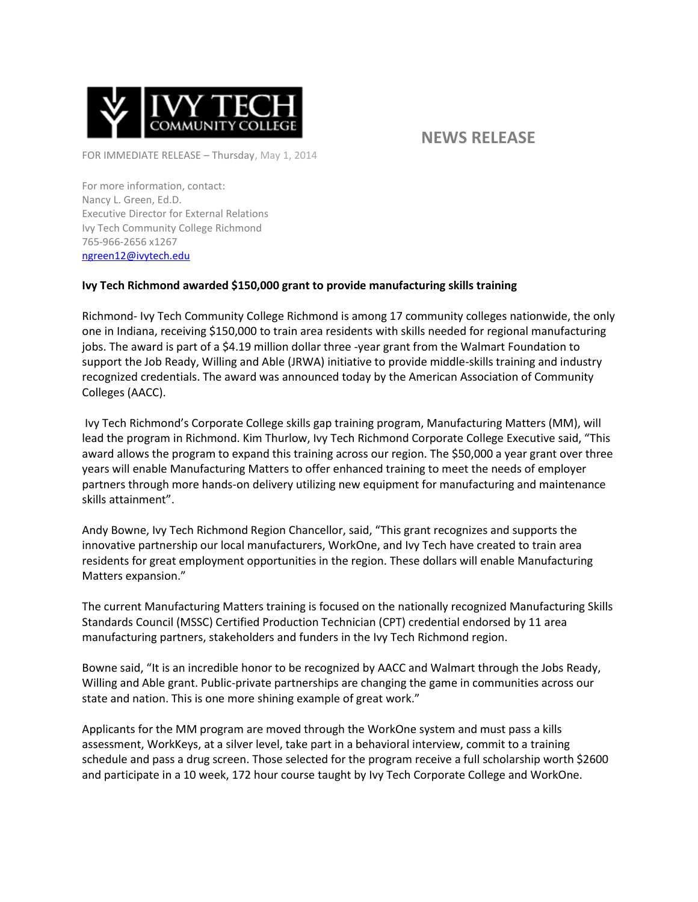IVY TECH COMMUNITY COLLEGE

# NEWS RELEASE

FOR IMMEDIATE RELEASE – Thursday, May 1, 2014

For more information, contact:
Nancy L. Green, Ed.D.
Executive Director for External Relations
Ivy Tech Community College Richmond
765-966-2656 x1267
ngreen12@ivytech.edu

**Ivy Tech Richmond awarded $150,000 grant to provide manufacturing skills training**

Richmond- Ivy Tech Community College Richmond is among 17 community colleges nationwide, the only one in Indiana, receiving $150,000 to train area residents with skills needed for regional manufacturing jobs. The award is part of a $4.19 million dollar three -year grant from the Walmart Foundation to support the Job Ready, Willing and Able (JRWA) initiative to provide middle-skills training and industry recognized credentials. The award was announced today by the American Association of Community Colleges (AACC).

Ivy Tech Richmond's Corporate College skills gap training program, Manufacturing Matters (MM), will lead the program in Richmond. Kim Thurlow, Ivy Tech Richmond Corporate College Executive said, "This award allows the program to expand this training across our region. The $50,000 a year grant over three years will enable Manufacturing Matters to offer enhanced training to meet the needs of employer partners through more hands-on delivery utilizing new equipment for manufacturing and maintenance skills attainment".

Andy Bowne, Ivy Tech Richmond Region Chancellor, said, "This grant recognizes and supports the innovative partnership our local manufacturers, WorkOne, and Ivy Tech have created to train area residents for great employment opportunities in the region. These dollars will enable Manufacturing Matters expansion."

The current Manufacturing Matters training is focused on the nationally recognized Manufacturing Skills Standards Council (MSSC) Certified Production Technician (CPT) credential endorsed by 11 area manufacturing partners, stakeholders and funders in the Ivy Tech Richmond region.

Bowne said, "It is an incredible honor to be recognized by AACC and Walmart through the Jobs Ready, Willing and Able grant. Public-private partnerships are changing the game in communities across our state and nation. This is one more shining example of great work."

Applicants for the MM program are moved through the WorkOne system and must pass a kills assessment, WorkKeys, at a silver level, take part in a behavioral interview, commit to a training schedule and pass a drug screen. Those selected for the program receive a full scholarship worth $2600 and participate in a 10 week, 172 hour course taught by Ivy Tech Corporate College and WorkOne.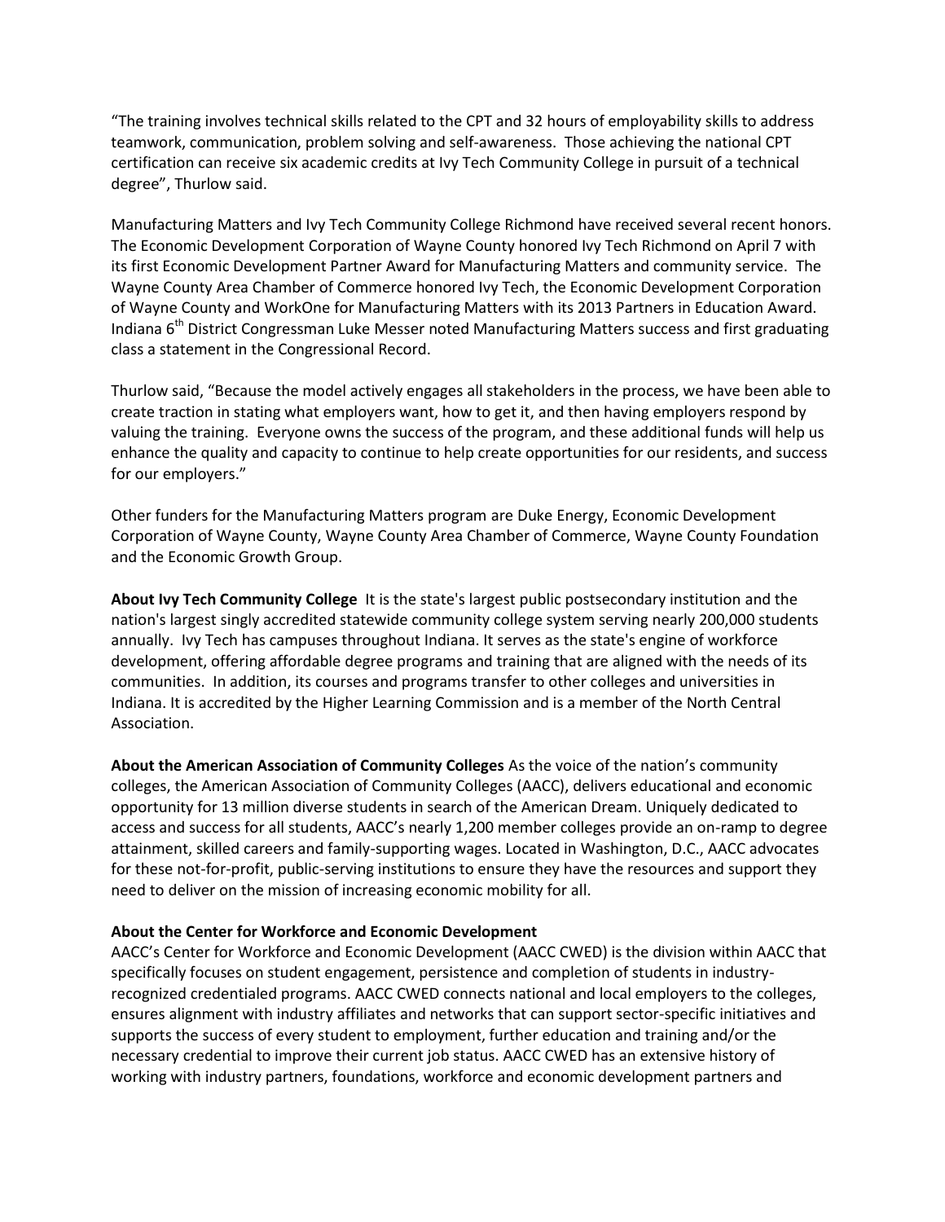"The training involves technical skills related to the CPT and 32 hours of employability skills to address teamwork, communication, problem solving and self-awareness. Those achieving the national CPT certification can receive six academic credits at Ivy Tech Community College in pursuit of a technical degree", Thurlow said.

Manufacturing Matters and Ivy Tech Community College Richmond have received several recent honors. The Economic Development Corporation of Wayne County honored Ivy Tech Richmond on April 7 with its first Economic Development Partner Award for Manufacturing Matters and community service. The Wayne County Area Chamber of Commerce honored Ivy Tech, the Economic Development Corporation of Wayne County and WorkOne for Manufacturing Matters with its 2013 Partners in Education Award. Indiana 6th District Congressman Luke Messer noted Manufacturing Matters success and first graduating class a statement in the Congressional Record.

Thurlow said, "Because the model actively engages all stakeholders in the process, we have been able to create traction in stating what employers want, how to get it, and then having employers respond by valuing the training. Everyone owns the success of the program, and these additional funds will help us enhance the quality and capacity to continue to help create opportunities for our residents, and success for our employers."

Other funders for the Manufacturing Matters program are Duke Energy, Economic Development Corporation of Wayne County, Wayne County Area Chamber of Commerce, Wayne County Foundation and the Economic Growth Group.

**About Ivy Tech Community College** It is the state's largest public postsecondary institution and the nation's largest singly accredited statewide community college system serving nearly 200,000 students annually. Ivy Tech has campuses throughout Indiana. It serves as the state's engine of workforce development, offering affordable degree programs and training that are aligned with the needs of its communities. In addition, its courses and programs transfer to other colleges and universities in Indiana. It is accredited by the Higher Learning Commission and is a member of the North Central Association.

**About the American Association of Community Colleges** As the voice of the nation's community colleges, the American Association of Community Colleges (AACC), delivers educational and economic opportunity for 13 million diverse students in search of the American Dream. Uniquely dedicated to access and success for all students, AACC's nearly 1,200 member colleges provide an on-ramp to degree attainment, skilled careers and family-supporting wages. Located in Washington, D.C., AACC advocates for these not-for-profit, public-serving institutions to ensure they have the resources and support they need to deliver on the mission of increasing economic mobility for all.

**About the Center for Workforce and Economic Development**

AACC's Center for Workforce and Economic Development (AACC CWED) is the division within AACC that specifically focuses on student engagement, persistence and completion of students in industry-recognized credentialed programs. AACC CWED connects national and local employers to the colleges, ensures alignment with industry affiliates and networks that can support sector-specific initiatives and supports the success of every student to employment, further education and training and/or the necessary credential to improve their current job status. AACC CWED has an extensive history of working with industry partners, foundations, workforce and economic development partners and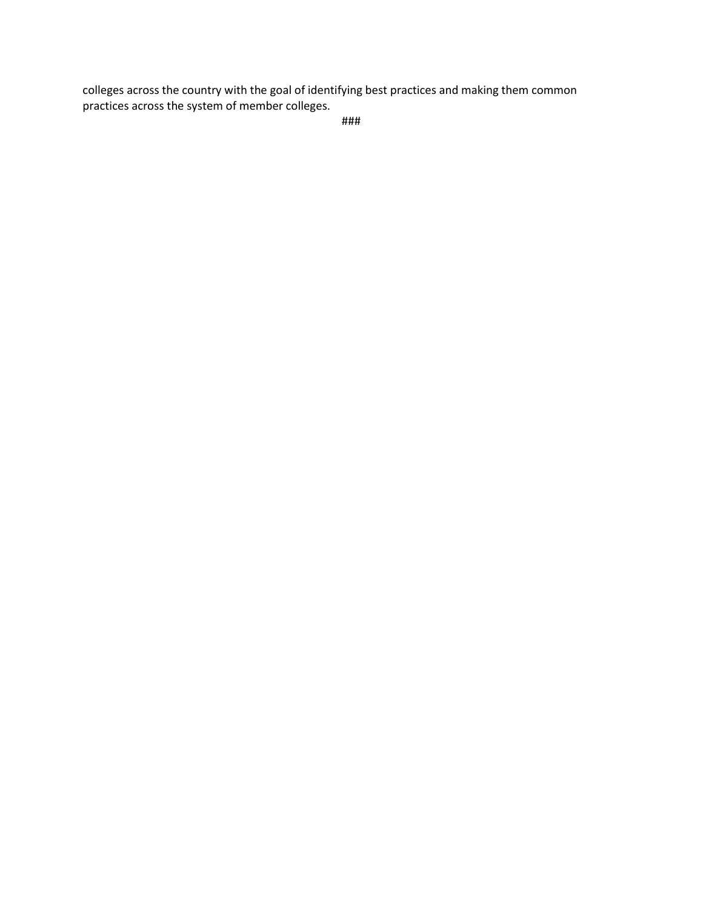colleges across the country with the goal of identifying best practices and making them common practices across the system of member colleges.

###